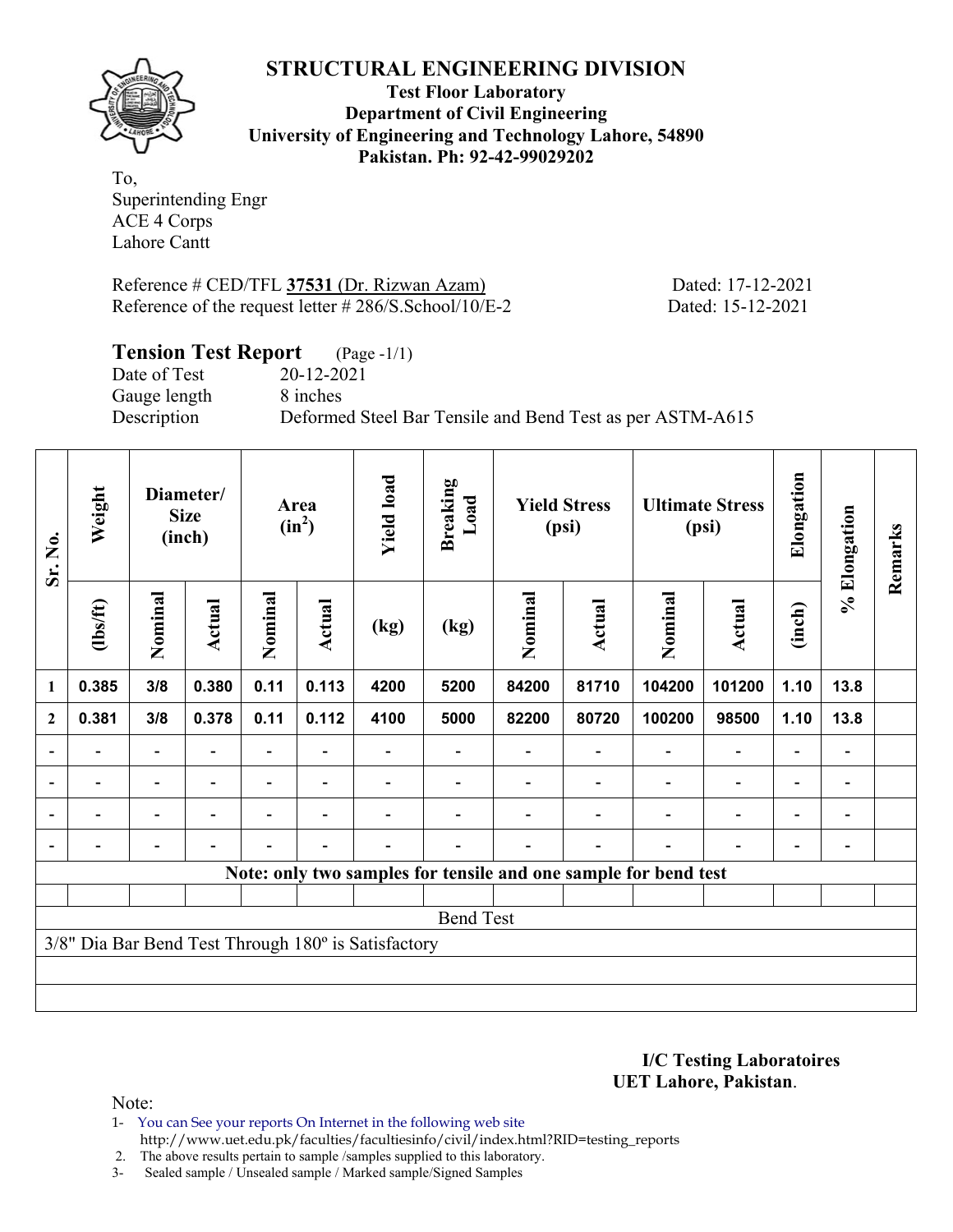# STRUCTURAL ENGINEERING DIVISION

**Test Floor Laboratory**
**Department of Civil Engineering**
**University of Engineering and Technology Lahore, 54890**
**Pakistan. Ph: 92-42-99029202**

To,
Superintending Engr
ACE 4 Corps
Lahore Cantt

Reference # CED/TFL **37531** (Dr. Rizwan Azam) Dated: 17-12-2021
Reference of the request letter # 286/S.School/10/E-2 Dated: 15-12-2021

## Tension Test Report (Page -1/1)

Date of Test 20-12-2021
Gauge length 8 inches
Description Deformed Steel Bar Tensile and Bend Test as per ASTM-A615

| Sr. No. | Weight | Diameter/ Size (inch) | | Area ($in^2$) | | Yield load | Breaking Load | Yield Stress (psi) | | Ultimate Stress (psi) | | Elongation | % Elongation | Remarks |
|---|---|---|---|---|---|---|---|---|---|---|---|---|---|---|
| | (lbs/ft) | Nominal | Actual | Nominal | Actual | (kg) | (kg) | Nominal | Actual | Nominal | Actual | (inch) | | |
| 1 | 0.385 | 3/8 | 0.380 | 0.11 | 0.113 | 4200 | 5200 | 84200 | 81710 | 104200 | 101200 | 1.10 | 13.8 | |
| 2 | 0.381 | 3/8 | 0.378 | 0.11 | 0.112 | 4100 | 5000 | 82200 | 80720 | 100200 | 98500 | 1.10 | 13.8 | |
| - | - | - | - | - | - | - | - | - | - | - | - | - | - | |
| - | - | - | - | - | - | - | - | - | - | - | - | - | - | |
| - | - | - | - | - | - | - | - | - | - | - | - | - | - | |
| - | - | - | - | - | - | - | - | - | - | - | - | - | - | |

**Note: only two samples for tensile and one sample for bend test**

Bend Test

3/8" Dia Bar Bend Test Through 180º is Satisfactory

**I/C Testing Laboratoires**
**UET Lahore, Pakistan**.

Note:
1- You can See your reports On Internet in the following web site
http://www.uet.edu.pk/faculties/facultiesinfo/civil/index.html?RID=testing_reports
2. The above results pertain to sample /samples supplied to this laboratory.
3- Sealed sample / Unsealed sample / Marked sample/Signed Samples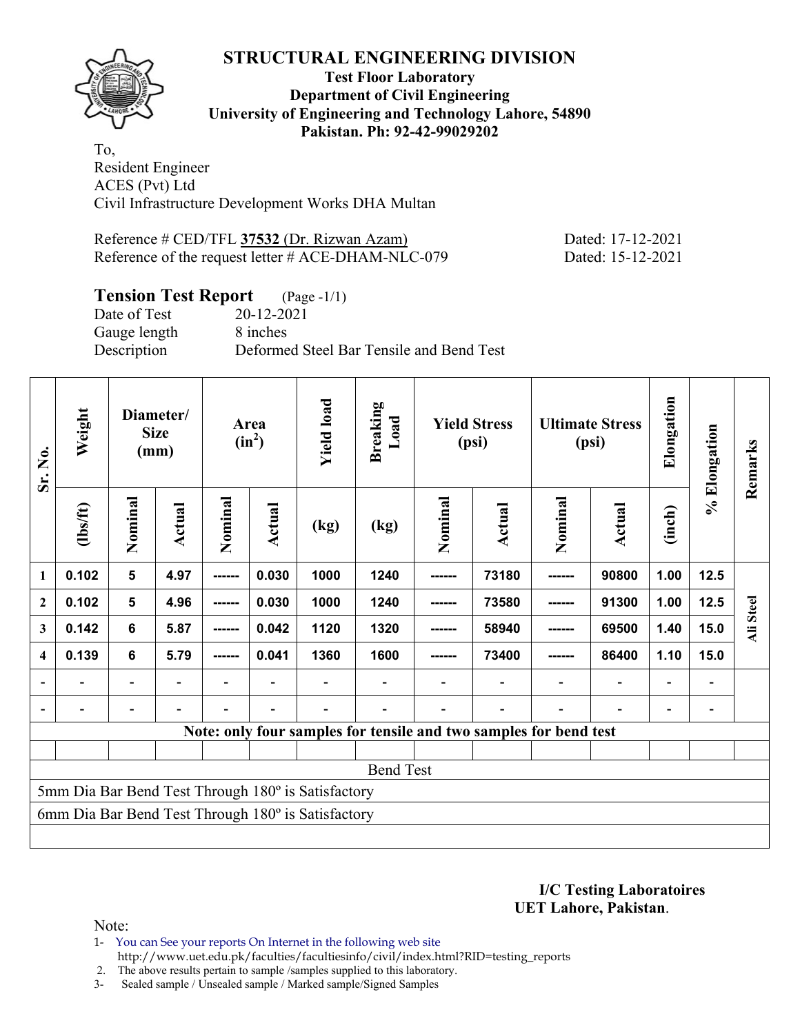# STRUCTURAL ENGINEERING DIVISION

**Test Floor Laboratory**
**Department of Civil Engineering**
**University of Engineering and Technology Lahore, 54890**
**Pakistan. Ph: 92-42-99029202**

To,
Resident Engineer
ACES (Pvt) Ltd
Civil Infrastructure Development Works DHA Multan

Reference # CED/TFL **37532** (Dr. Rizwan Azam) Dated: 17-12-2021
Reference of the request letter # ACE-DHAM-NLC-079 Dated: 15-12-2021

## Tension Test Report (Page -1/1)

Date of Test 20-12-2021
Gauge length 8 inches
Description Deformed Steel Bar Tensile and Bend Test

| Sr. No. | Weight | Diameter/ Size (mm) | | Area ($in^2$) | | Yield load | Breaking Load | Yield Stress (psi) | | Ultimate Stress (psi) | | Elongation | % Elongation | Remarks |
|---|---|---|---|---|---|---|---|---|---|---|---|---|---|---|
| | (lbs/ft) | Nominal | Actual | Nominal | Actual | (kg) | (kg) | Nominal | Actual | Nominal | Actual | (inch) | | |
| 1 | 0.102 | 5 | 4.97 | ------ | 0.030 | 1000 | 1240 | ------ | 73180 | ------ | 90800 | 1.00 | 12.5 | Ali Steel |
| 2 | 0.102 | 5 | 4.96 | ------ | 0.030 | 1000 | 1240 | ------ | 73580 | ------ | 91300 | 1.00 | 12.5 | |
| 3 | 0.142 | 6 | 5.87 | ------ | 0.042 | 1120 | 1320 | ------ | 58940 | ------ | 69500 | 1.40 | 15.0 | |
| 4 | 0.139 | 6 | 5.79 | ------ | 0.041 | 1360 | 1600 | ------ | 73400 | ------ | 86400 | 1.10 | 15.0 | |
| - | - | - | - | - | - | - | - | - | - | - | - | - | - | |
| - | - | - | - | - | - | - | - | - | - | - | - | - | - | |

**Note: only four samples for tensile and two samples for bend test**

Bend Test

5mm Dia Bar Bend Test Through 180º is Satisfactory

6mm Dia Bar Bend Test Through 180º is Satisfactory

**I/C Testing Laboratoires**
**UET Lahore, Pakistan**.

Note:

1- You can See your reports On Internet in the following web site
http://www.uet.edu.pk/faculties/facultiesinfo/civil/index.html?RID=testing_reports

2. The above results pertain to sample /samples supplied to this laboratory.

3- Sealed sample / Unsealed sample / Marked sample/Signed Samples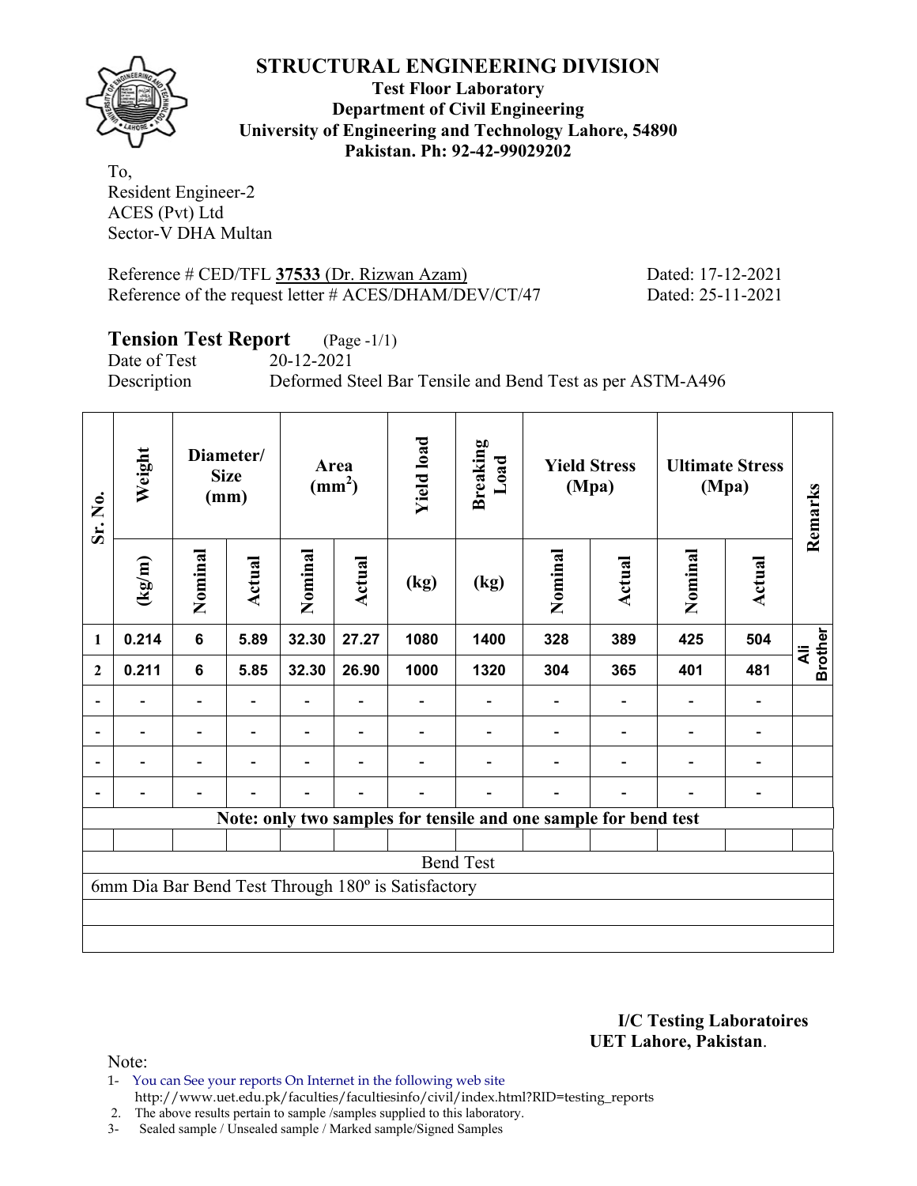# STRUCTURAL ENGINEERING DIVISION

**Test Floor Laboratory**
**Department of Civil Engineering**
**University of Engineering and Technology Lahore, 54890**
**Pakistan. Ph: 92-42-99029202**

To,
Resident Engineer-2
ACES (Pvt) Ltd
Sector-V DHA Multan

Reference # CED/TFL **37533** (Dr. Rizwan Azam) Dated: 17-12-2021
Reference of the request letter # ACES/DHAM/DEV/CT/47 Dated: 25-11-2021

## Tension Test Report (Page -1/1)

Date of Test 20-12-2021
Description Deformed Steel Bar Tensile and Bend Test as per ASTM-A496

| Sr. No. | Weight | Diameter/ Size (mm) | | Area ($mm^2$) | | Yield load | Breaking Load | Yield Stress (Mpa) | | Ultimate Stress (Mpa) | | Remarks |
|---|---|---|---|---|---|---|---|---|---|---|---|---|
| | (kg/m) | Nominal | Actual | Nominal | Actual | (kg) | (kg) | Nominal | Actual | Nominal | Actual | |
| 1 | 0.214 | 6 | 5.89 | 32.30 | 27.27 | 1080 | 1400 | 328 | 389 | 425 | 504 | Ali Brother |
| 2 | 0.211 | 6 | 5.85 | 32.30 | 26.90 | 1000 | 1320 | 304 | 365 | 401 | 481 | |
| - | - | - | - | - | - | - | - | - | - | - | - | |
| - | - | - | - | - | - | - | - | - | - | - | - | |
| - | - | - | - | - | - | - | - | - | - | - | - | |
| - | - | - | - | - | - | - | - | - | - | - | - | |
| **Note: only two samples for tensile and one sample for bend test** | | | | | | | | | | | | |
| Bend Test | | | | | | | | | | | | |
| 6mm Dia Bar Bend Test Through 180º is Satisfactory | | | | | | | | | | | | |

**I/C Testing Laboratoires**
**UET Lahore, Pakistan**.

Note:
1- You can See your reports On Internet in the following web site
http://www.uet.edu.pk/faculties/facultiesinfo/civil/index.html?RID=testing_reports
2. The above results pertain to sample /samples supplied to this laboratory.
3- Sealed sample / Unsealed sample / Marked sample/Signed Samples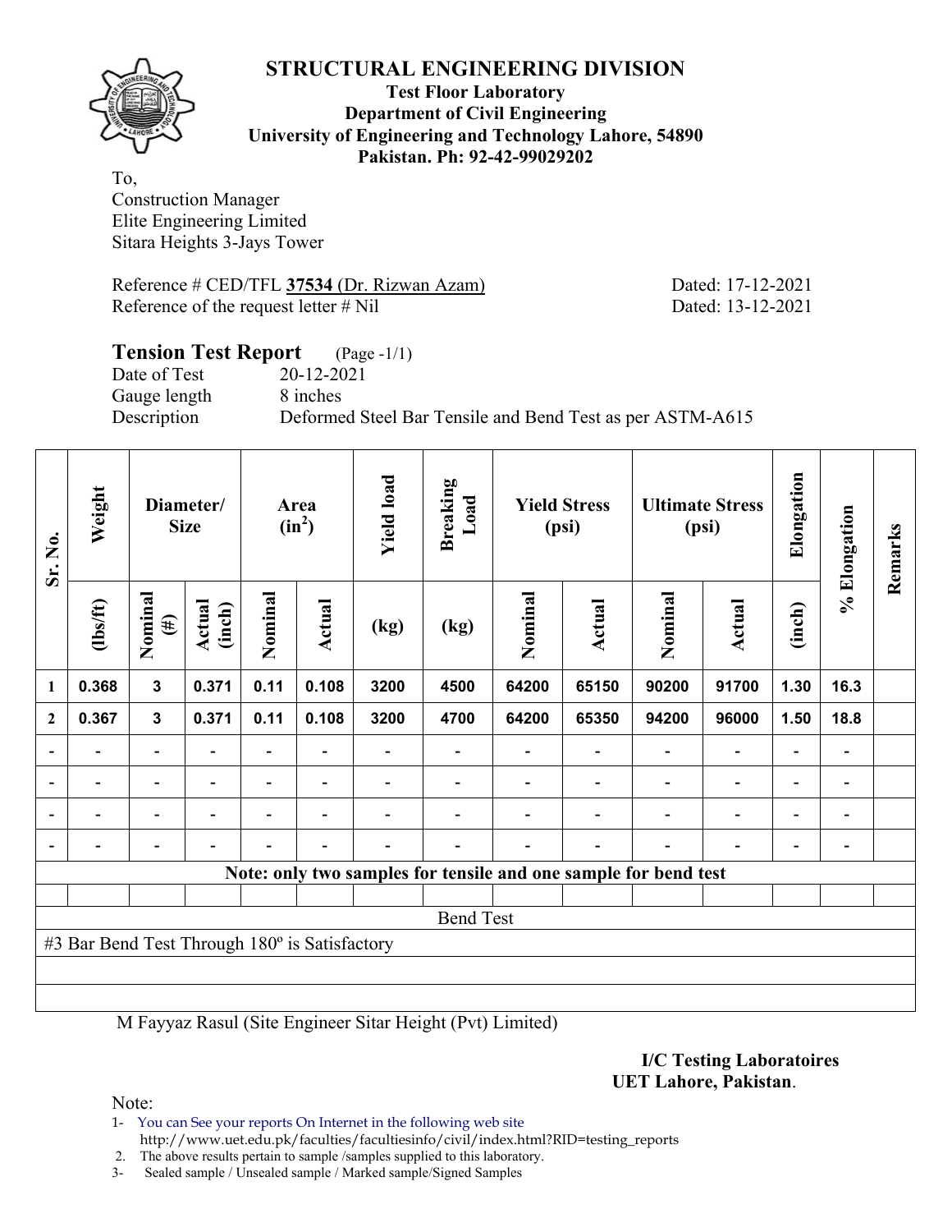# STRUCTURAL ENGINEERING DIVISION

**Test Floor Laboratory**
**Department of Civil Engineering**
**University of Engineering and Technology Lahore, 54890**
**Pakistan. Ph: 92-42-99029202**

To,
Construction Manager
Elite Engineering Limited
Sitara Heights 3-Jays Tower

Reference # CED/TFL **37534** (Dr. Rizwan Azam) Dated: 17-12-2021
Reference of the request letter # Nil Dated: 13-12-2021

## Tension Test Report (Page -1/1)

Date of Test 20-12-2021
Gauge length 8 inches
Description Deformed Steel Bar Tensile and Bend Test as per ASTM-A615

| Sr. No. | Weight | Diameter/ Size | | Area ($in^2$) | | Yield load | Breaking Load | Yield Stress (psi) | | Ultimate Stress (psi) | | Elongation | % Elongation | Remarks |
|---|---|---|---|---|---|---|---|---|---|---|---|---|---|---|
| | (lbs/ft) | Nominal (#) | Actual (inch) | Nominal | Actual | (kg) | (kg) | Nominal | Actual | Nominal | Actual | (inch) | | |
| 1 | 0.368 | 3 | 0.371 | 0.11 | 0.108 | 3200 | 4500 | 64200 | 65150 | 90200 | 91700 | 1.30 | 16.3 | |
| 2 | 0.367 | 3 | 0.371 | 0.11 | 0.108 | 3200 | 4700 | 64200 | 65350 | 94200 | 96000 | 1.50 | 18.8 | |
| - | - | - | - | - | - | - | - | - | - | - | - | - | - | |
| - | - | - | - | - | - | - | - | - | - | - | - | - | - | |
| - | - | - | - | - | - | - | - | - | - | - | - | - | - | |
| - | - | - | - | - | - | - | - | - | - | - | - | - | - | |
| **Note: only two samples for tensile and one sample for bend test** | | | | | | | | | | | | | | |
| Bend Test | | | | | | | | | | | | | | |
| #3 Bar Bend Test Through 180º is Satisfactory | | | | | | | | | | | | | | |

M Fayyaz Rasul (Site Engineer Sitar Height (Pvt) Limited)

**I/C Testing Laboratoires**
**UET Lahore, Pakistan**.

Note:
1- You can See your reports On Internet in the following web site
http://www.uet.edu.pk/faculties/facultiesinfo/civil/index.html?RID=testing_reports
2. The above results pertain to sample /samples supplied to this laboratory.
3- Sealed sample / Unsealed sample / Marked sample/Signed Samples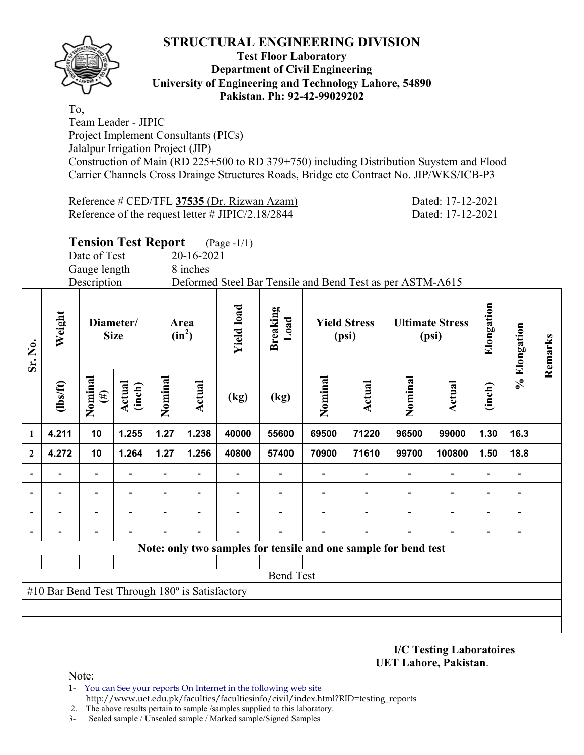# STRUCTURAL ENGINEERING DIVISION

**Test Floor Laboratory**
**Department of Civil Engineering**
**University of Engineering and Technology Lahore, 54890**
**Pakistan. Ph: 92-42-99029202**

To,
Team Leader - JIPIC
Project Implement Consultants (PICs)
Jalalpur Irrigation Project (JIP)
Construction of Main (RD 225+500 to RD 379+750) including Distribution Suystem and Flood Carrier Channels Cross Drainge Structures Roads, Bridge etc Contract No. JIP/WKS/ICB-P3

Reference # CED/TFL **37535** (Dr. Rizwan Azam) Dated: 17-12-2021
Reference of the request letter # JIPIC/2.18/2844 Dated: 17-12-2021

## Tension Test Report (Page -1/1)

Date of Test 20-16-2021
Gauge length 8 inches
Description Deformed Steel Bar Tensile and Bend Test as per ASTM-A615

| Sr. No. | Weight | Diameter/ Size | | Area ($in^2$) | | Yield load | Breaking Load | Yield Stress (psi) | | Ultimate Stress (psi) | | Elongation | % Elongation | Remarks |
|---|---|---|---|---|---|---|---|---|---|---|---|---|---|---|
| | (lbs/ft) | Nominal (#) | Actual (inch) | Nominal | Actual | (kg) | (kg) | Nominal | Actual | Nominal | Actual | (inch) | | |
| 1 | 4.211 | 10 | 1.255 | 1.27 | 1.238 | 40000 | 55600 | 69500 | 71220 | 96500 | 99000 | 1.30 | 16.3 | |
| 2 | 4.272 | 10 | 1.264 | 1.27 | 1.256 | 40800 | 57400 | 70900 | 71610 | 99700 | 100800 | 1.50 | 18.8 | |
| - | - | - | - | - | - | - | - | - | - | - | - | - | - | |
| - | - | - | - | - | - | - | - | - | - | - | - | - | - | |
| - | - | - | - | - | - | - | - | - | - | - | - | - | - | |
| - | - | - | - | - | - | - | - | - | - | - | - | - | - | |

**Note: only two samples for tensile and one sample for bend test**

Bend Test

#10 Bar Bend Test Through 180º is Satisfactory

**I/C Testing Laboratoires**
**UET Lahore, Pakistan**.

Note:
1- You can See your reports On Internet in the following web site
http://www.uet.edu.pk/faculties/facultiesinfo/civil/index.html?RID=testing_reports
2. The above results pertain to sample /samples supplied to this laboratory.
3- Sealed sample / Unsealed sample / Marked sample/Signed Samples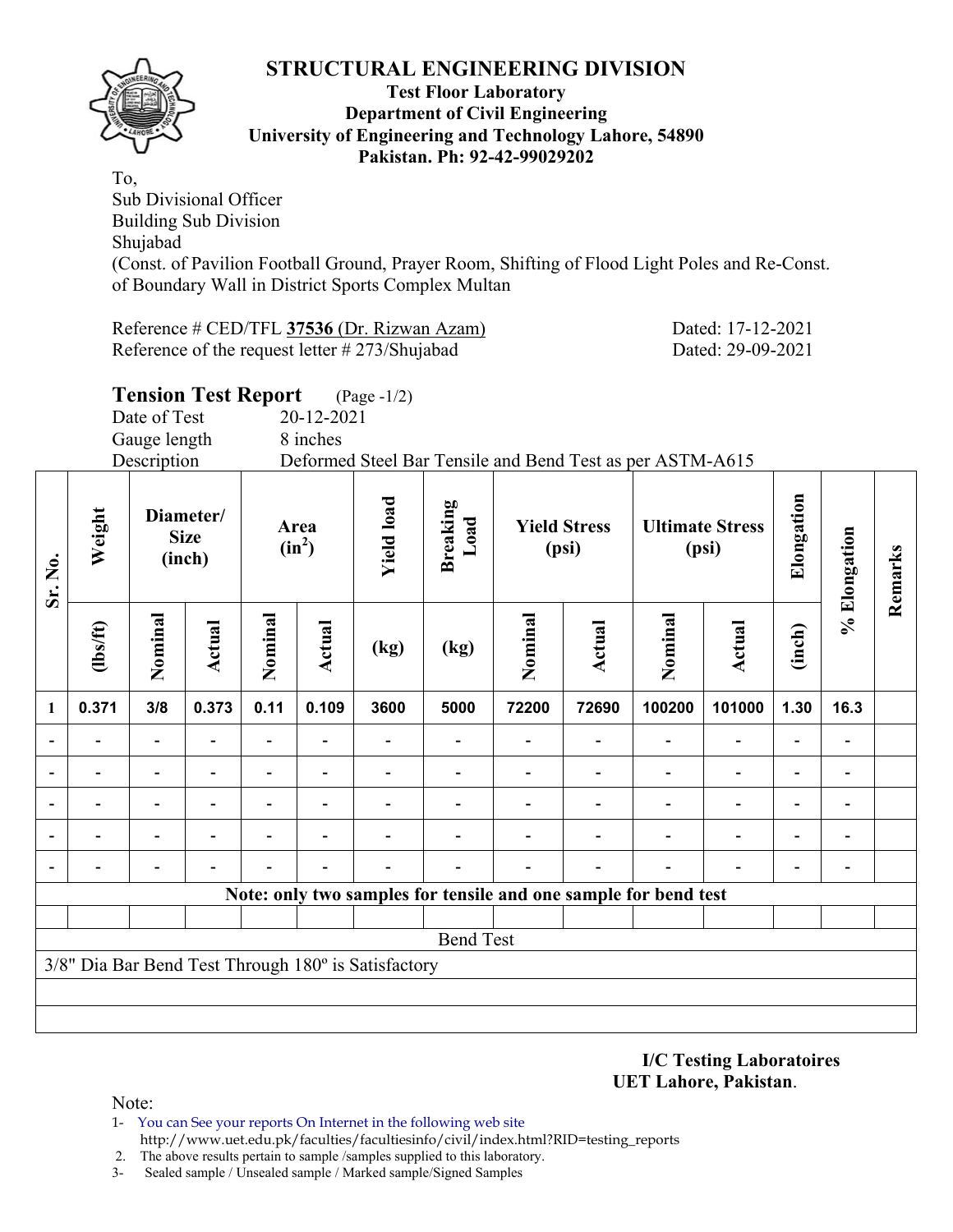# STRUCTURAL ENGINEERING DIVISION

**Test Floor Laboratory**
**Department of Civil Engineering**
**University of Engineering and Technology Lahore, 54890**
**Pakistan. Ph: 92-42-99029202**

To,
Sub Divisional Officer
Building Sub Division
Shujabad
(Const. of Pavilion Football Ground, Prayer Room, Shifting of Flood Light Poles and Re-Const. of Boundary Wall in District Sports Complex Multan

Reference # CED/TFL **37536** (Dr. Rizwan Azam) Dated: 17-12-2021
Reference of the request letter # 273/Shujabad Dated: 29-09-2021

## Tension Test Report (Page -1/2)

Date of Test 20-12-2021
Gauge length 8 inches
Description Deformed Steel Bar Tensile and Bend Test as per ASTM-A615

| Sr. No. | Weight | Diameter/ Size (inch) | | Area ($in^2$) | | Yield load | Breaking Load | Yield Stress (psi) | | Ultimate Stress (psi) | | Elongation | % Elongation | Remarks |
|---|---|---|---|---|---|---|---|---|---|---|---|---|---|---|
| | (lbs/ft) | Nominal | Actual | Nominal | Actual | (kg) | (kg) | Nominal | Actual | Nominal | Actual | (inch) | | |
| 1 | 0.371 | 3/8 | 0.373 | 0.11 | 0.109 | 3600 | 5000 | 72200 | 72690 | 100200 | 101000 | 1.30 | 16.3 | |
| - | - | - | - | - | - | - | - | - | - | - | - | - | - | |
| - | - | - | - | - | - | - | - | - | - | - | - | - | - | |
| - | - | - | - | - | - | - | - | - | - | - | - | - | - | |
| - | - | - | - | - | - | - | - | - | - | - | - | - | - | |
| - | - | - | - | - | - | - | - | - | - | - | - | - | - | |
| Note: only two samples for tensile and one sample for bend test | | | | | | | | | | | | | | |
| | | | | | | | | | | | | | | |
| Bend Test | | | | | | | | | | | | | | |
| 3/8" Dia Bar Bend Test Through 180º is Satisfactory | | | | | | | | | | | | | | |

**I/C Testing Laboratoires**
**UET Lahore, Pakistan**.

Note:
1- You can See your reports On Internet in the following web site
http://www.uet.edu.pk/faculties/facultiesinfo/civil/index.html?RID=testing_reports
2. The above results pertain to sample /samples supplied to this laboratory.
3- Sealed sample / Unsealed sample / Marked sample/Signed Samples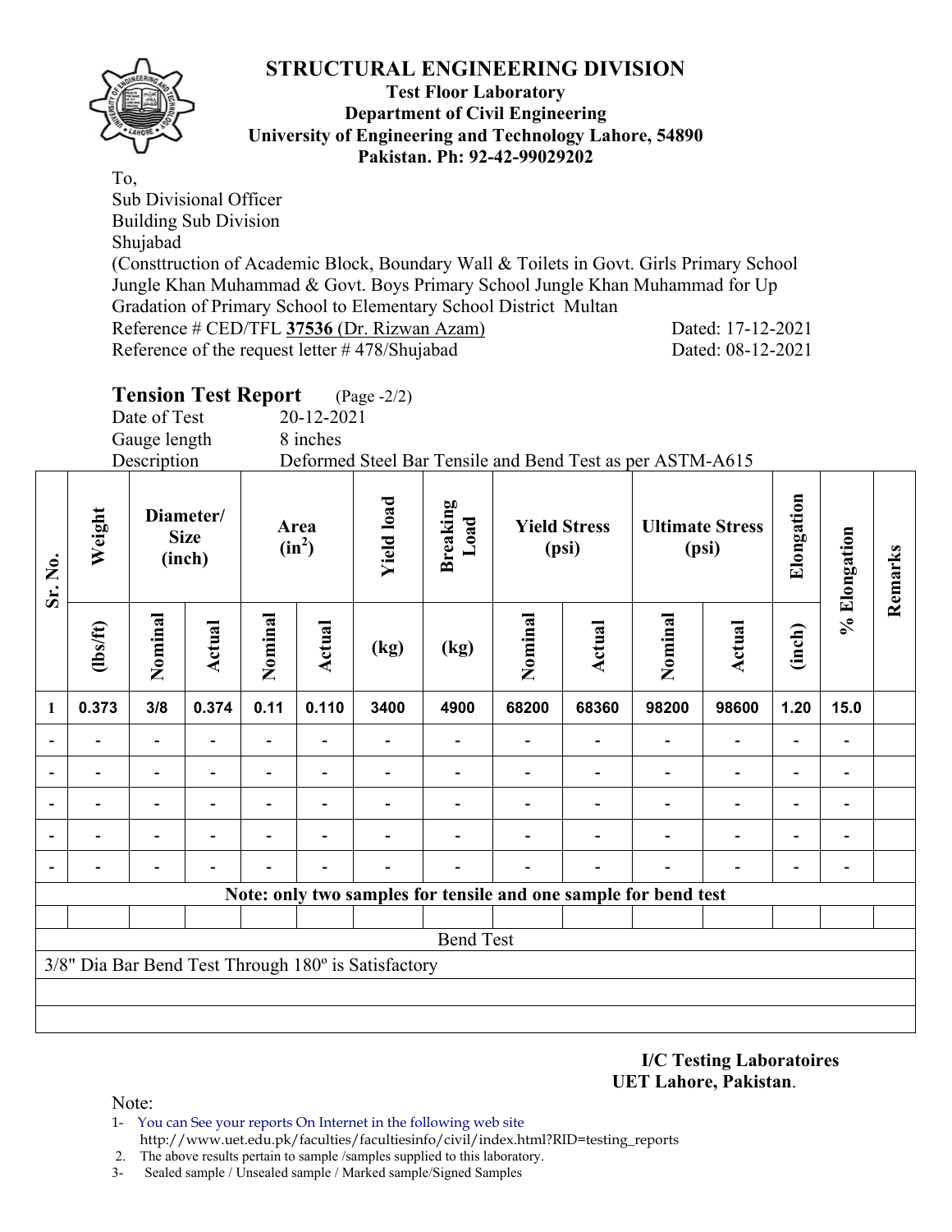# STRUCTURAL ENGINEERING DIVISION

**Test Floor Laboratory**
**Department of Civil Engineering**
**University of Engineering and Technology Lahore, 54890**
**Pakistan. Ph: 92-42-99029202**

To,
Sub Divisional Officer
Building Sub Division
Shujabad
(Consttruction of Academic Block, Boundary Wall & Toilets in Govt. Girls Primary School Jungle Khan Muhammad & Govt. Boys Primary School Jungle Khan Muhammad for Up Gradation of Primary School to Elementary School District Multan
Reference # CED/TFL **37536** (Dr. Rizwan Azam) Dated: 17-12-2021
Reference of the request letter # 478/Shujabad Dated: 08-12-2021

## Tension Test Report (Page -2/2)

Date of Test 20-12-2021
Gauge length 8 inches
Description Deformed Steel Bar Tensile and Bend Test as per ASTM-A615

| Sr. No. | Weight | Diameter/ Size (inch) | | Area ($in^2$) | | Yield load | Breaking Load | Yield Stress (psi) | | Ultimate Stress (psi) | | Elongation | % Elongation | Remarks |
|---|---|---|---|---|---|---|---|---|---|---|---|---|---|---|
| | (lbs/ft) | Nominal | Actual | Nominal | Actual | (kg) | (kg) | Nominal | Actual | Nominal | Actual | (inch) | | |
| 1 | 0.373 | 3/8 | 0.374 | 0.11 | 0.110 | 3400 | 4900 | 68200 | 68360 | 98200 | 98600 | 1.20 | 15.0 | |
| - | - | - | - | - | - | - | - | - | - | - | - | - | - | |
| - | - | - | - | - | - | - | - | - | - | - | - | - | - | |
| - | - | - | - | - | - | - | - | - | - | - | - | - | - | |
| - | - | - | - | - | - | - | - | - | - | - | - | - | - | |
| - | - | - | - | - | - | - | - | - | - | - | - | - | - | |
| **Note: only two samples for tensile and one sample for bend test** | | | | | | | | | | | | | | |
| | | | | | | | | | | | | | | |
| Bend Test | | | | | | | | | | | | | | |
| 3/8" Dia Bar Bend Test Through 180º is Satisfactory | | | | | | | | | | | | | | |

**I/C Testing Laboratoires**
**UET Lahore, Pakistan**.

Note:
1- You can See your reports On Internet in the following web site
http://www.uet.edu.pk/faculties/facultiesinfo/civil/index.html?RID=testing_reports
2. The above results pertain to sample /samples supplied to this laboratory.
3- Sealed sample / Unsealed sample / Marked sample/Signed Samples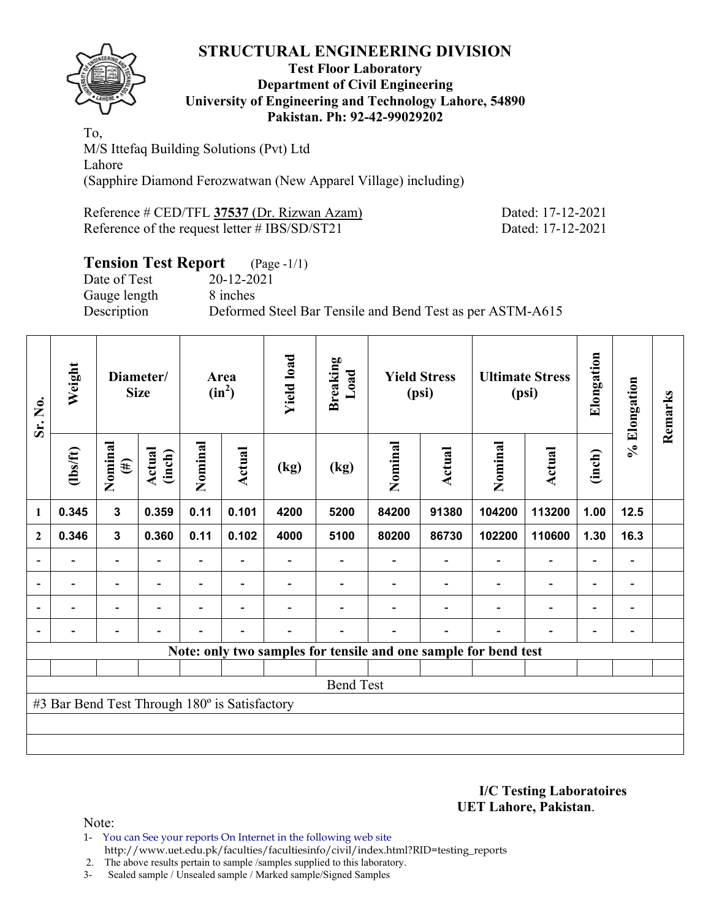# STRUCTURAL ENGINEERING DIVISION

**Test Floor Laboratory**
**Department of Civil Engineering**
**University of Engineering and Technology Lahore, 54890**
**Pakistan. Ph: 92-42-99029202**

To,
M/S Ittefaq Building Solutions (Pvt) Ltd
Lahore
(Sapphire Diamond Ferozwatwan (New Apparel Village) including)

Reference # CED/TFL **37537** (Dr. Rizwan Azam) Dated: 17-12-2021
Reference of the request letter # IBS/SD/ST21 Dated: 17-12-2021

## Tension Test Report (Page -1/1)

Date of Test 20-12-2021
Gauge length 8 inches
Description Deformed Steel Bar Tensile and Bend Test as per ASTM-A615

| Sr. No. | Weight | Diameter/ Size | | Area ($in^2$) | | Yield load | Breaking Load | Yield Stress (psi) | | Ultimate Stress (psi) | | Elongation | % Elongation | Remarks |
|---|---|---|---|---|---|---|---|---|---|---|---|---|---|---|
| | (lbs/ft) | Nominal (#) | Actual (inch) | Nominal | Actual | (kg) | (kg) | Nominal | Actual | Nominal | Actual | (inch) | | |
| 1 | 0.345 | 3 | 0.359 | 0.11 | 0.101 | 4200 | 5200 | 84200 | 91380 | 104200 | 113200 | 1.00 | 12.5 | |
| 2 | 0.346 | 3 | 0.360 | 0.11 | 0.102 | 4000 | 5100 | 80200 | 86730 | 102200 | 110600 | 1.30 | 16.3 | |
| - | - | - | - | - | - | - | - | - | - | - | - | - | - | |
| - | - | - | - | - | - | - | - | - | - | - | - | - | - | |
| - | - | - | - | - | - | - | - | - | - | - | - | - | - | |
| - | - | - | - | - | - | - | - | - | - | - | - | - | - | |

**Note: only two samples for tensile and one sample for bend test**

Bend Test

#3 Bar Bend Test Through 180º is Satisfactory

**I/C Testing Laboratoires**
**UET Lahore, Pakistan**.

Note:
1- You can See your reports On Internet in the following web site
http://www.uet.edu.pk/faculties/facultiesinfo/civil/index.html?RID=testing_reports
2. The above results pertain to sample /samples supplied to this laboratory.
3- Sealed sample / Unsealed sample / Marked sample/Signed Samples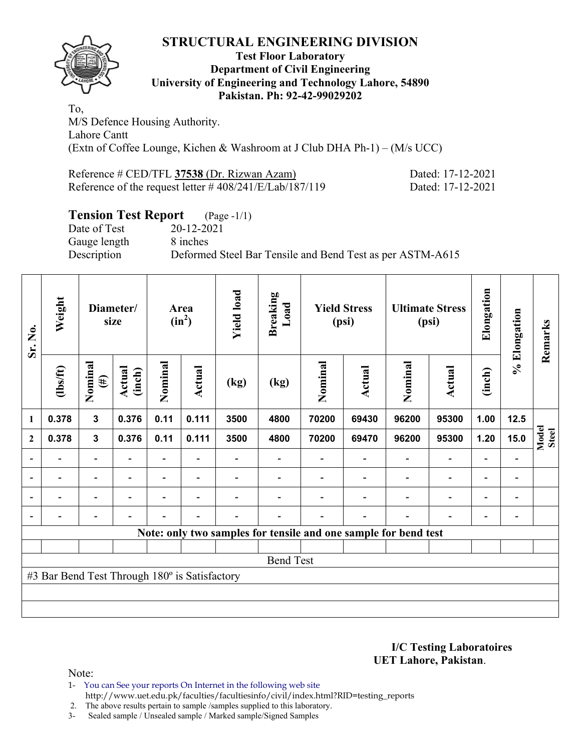# STRUCTURAL ENGINEERING DIVISION

**Test Floor Laboratory**
**Department of Civil Engineering**
**University of Engineering and Technology Lahore, 54890**
**Pakistan. Ph: 92-42-99029202**

To,
M/S Defence Housing Authority.
Lahore Cantt
(Extn of Coffee Lounge, Kichen & Washroom at J Club DHA Ph-1) – (M/s UCC)

Reference # CED/TFL **37538** (Dr. Rizwan Azam) Dated: 17-12-2021
Reference of the request letter # 408/241/E/Lab/187/119 Dated: 17-12-2021

## Tension Test Report (Page -1/1)

Date of Test 20-12-2021
Gauge length 8 inches
Description Deformed Steel Bar Tensile and Bend Test as per ASTM-A615

| Sr. No. | Weight | Diameter/ size | | Area ($in^2$) | | Yield load | Breaking Load | Yield Stress (psi) | | Ultimate Stress (psi) | | Elongation | % Elongation | Remarks |
|---|---|---|---|---|---|---|---|---|---|---|---|---|---|---|
| | (lbs/ft) | Nominal (#) | Actual (inch) | Nominal | Actual | (kg) | (kg) | Nominal | Actual | Nominal | Actual | (inch) | | |
| 1 | 0.378 | 3 | 0.376 | 0.11 | 0.111 | 3500 | 4800 | 70200 | 69430 | 96200 | 95300 | 1.00 | 12.5 | Model Steel |
| 2 | 0.378 | 3 | 0.376 | 0.11 | 0.111 | 3500 | 4800 | 70200 | 69470 | 96200 | 95300 | 1.20 | 15.0 | |
| - | - | - | - | - | - | - | - | - | - | - | - | - | - | |
| - | - | - | - | - | - | - | - | - | - | - | - | - | - | |
| - | - | - | - | - | - | - | - | - | - | - | - | - | - | |
| - | - | - | - | - | - | - | - | - | - | - | - | - | - | |

**Note: only two samples for tensile and one sample for bend test**

Bend Test

#3 Bar Bend Test Through 180º is Satisfactory

**I/C Testing Laboratoires**
**UET Lahore, Pakistan**.

Note:
1- You can See your reports On Internet in the following web site
http://www.uet.edu.pk/faculties/facultiesinfo/civil/index.html?RID=testing_reports
2. The above results pertain to sample /samples supplied to this laboratory.
3- Sealed sample / Unsealed sample / Marked sample/Signed Samples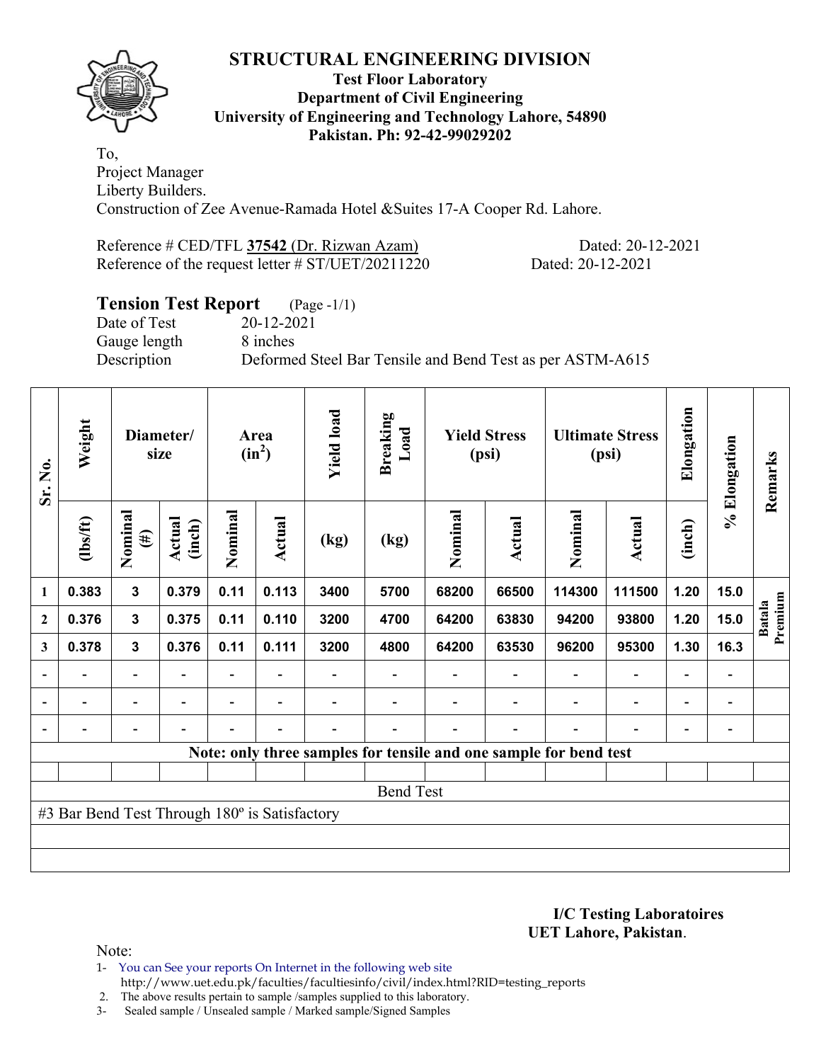# STRUCTURAL ENGINEERING DIVISION

**Test Floor Laboratory**
**Department of Civil Engineering**
**University of Engineering and Technology Lahore, 54890**
**Pakistan. Ph: 92-42-99029202**

To,
Project Manager
Liberty Builders.
Construction of Zee Avenue-Ramada Hotel &Suites 17-A Cooper Rd. Lahore.

Reference # CED/TFL **37542** (Dr. Rizwan Azam) Dated: 20-12-2021
Reference of the request letter # ST/UET/20211220 Dated: 20-12-2021

**Tension Test Report** (Page -1/1)
Date of Test 20-12-2021
Gauge length 8 inches
Description Deformed Steel Bar Tensile and Bend Test as per ASTM-A615

| Sr. No. | Weight | Diameter/ size | | Area ($in^2$) | | Yield load | Breaking Load | Yield Stress (psi) | | Ultimate Stress (psi) | | Elongation | % Elongation | Remarks |
|---|---|---|---|---|---|---|---|---|---|---|---|---|---|---|
| | (lbs/ft) | Nominal (#) | Actual (inch) | Nominal | Actual | (kg) | (kg) | Nominal | Actual | Nominal | Actual | (inch) | | |
| 1 | 0.383 | 3 | 0.379 | 0.11 | 0.113 | 3400 | 5700 | 68200 | 66500 | 114300 | 111500 | 1.20 | 15.0 | Batala Premium |
| 2 | 0.376 | 3 | 0.375 | 0.11 | 0.110 | 3200 | 4700 | 64200 | 63830 | 94200 | 93800 | 1.20 | 15.0 | |
| 3 | 0.378 | 3 | 0.376 | 0.11 | 0.111 | 3200 | 4800 | 64200 | 63530 | 96200 | 95300 | 1.30 | 16.3 | |
| - | - | - | - | - | - | - | - | - | - | - | - | - | - | |
| - | - | - | - | - | - | - | - | - | - | - | - | - | - | |
| - | - | - | - | - | - | - | - | - | - | - | - | - | - | |
| Note: only three samples for tensile and one sample for bend test | | | | | | | | | | | | | | |
| Bend Test | | | | | | | | | | | | | | |
| #3 Bar Bend Test Through 180º is Satisfactory | | | | | | | | | | | | | | |

**I/C Testing Laboratoires**
**UET Lahore, Pakistan**.

Note:
1- You can See your reports On Internet in the following web site
http://www.uet.edu.pk/faculties/facultiesinfo/civil/index.html?RID=testing_reports
2. The above results pertain to sample /samples supplied to this laboratory.
3- Sealed sample / Unsealed sample / Marked sample/Signed Samples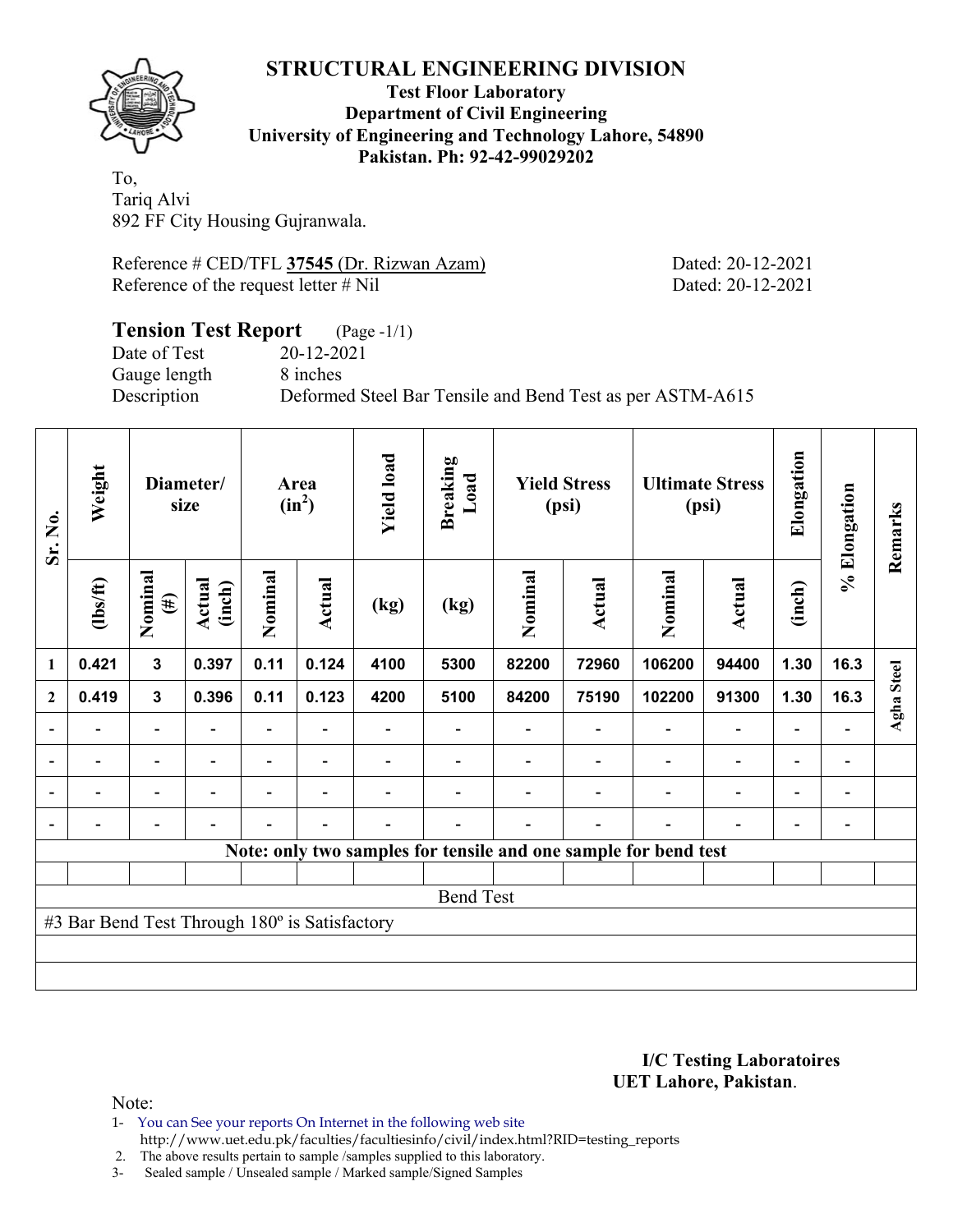# STRUCTURAL ENGINEERING DIVISION

**Test Floor Laboratory**
**Department of Civil Engineering**
**University of Engineering and Technology Lahore, 54890**
**Pakistan. Ph: 92-42-99029202**

To,
Tariq Alvi
892 FF City Housing Gujranwala.

Reference # CED/TFL **37545** (Dr. Rizwan Azam) Dated: 20-12-2021
Reference of the request letter # Nil Dated: 20-12-2021

## Tension Test Report (Page -1/1)

Date of Test 20-12-2021
Gauge length 8 inches
Description Deformed Steel Bar Tensile and Bend Test as per ASTM-A615

| Sr. No. | Weight | Diameter/ size | | Area ($in^2$) | | Yield load | Breaking Load | Yield Stress (psi) | | Ultimate Stress (psi) | | Elongation | % Elongation | Remarks |
|---|---|---|---|---|---|---|---|---|---|---|---|---|---|---|
| | (lbs/ft) | Nominal (#) | Actual (inch) | Nominal | Actual | (kg) | (kg) | Nominal | Actual | Nominal | Actual | (inch) | | |
| 1 | 0.421 | 3 | 0.397 | 0.11 | 0.124 | 4100 | 5300 | 82200 | 72960 | 106200 | 94400 | 1.30 | 16.3 | Agha Steel |
| 2 | 0.419 | 3 | 0.396 | 0.11 | 0.123 | 4200 | 5100 | 84200 | 75190 | 102200 | 91300 | 1.30 | 16.3 | |
| - | - | - | - | - | - | - | - | - | - | - | - | - | - | |
| - | - | - | - | - | - | - | - | - | - | - | - | - | - | |
| - | - | - | - | - | - | - | - | - | - | - | - | - | - | |
| - | - | - | - | - | - | - | - | - | - | - | - | - | - | |

**Note: only two samples for tensile and one sample for bend test**

Bend Test

#3 Bar Bend Test Through 180º is Satisfactory

**I/C Testing Laboratoires**
**UET Lahore, Pakistan**.

Note:
1- You can See your reports On Internet in the following web site
http://www.uet.edu.pk/faculties/facultiesinfo/civil/index.html?RID=testing_reports
2. The above results pertain to sample /samples supplied to this laboratory.
3- Sealed sample / Unsealed sample / Marked sample/Signed Samples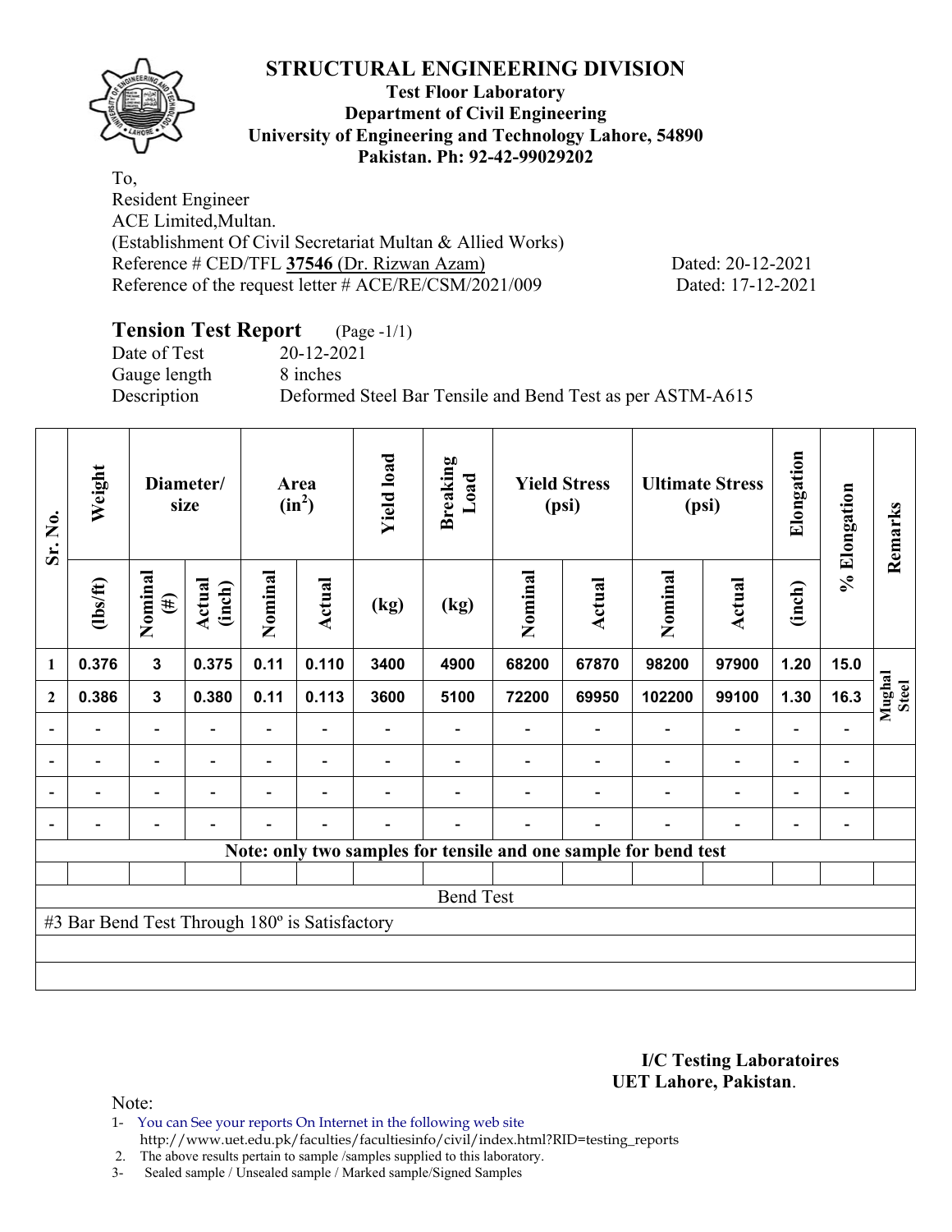# STRUCTURAL ENGINEERING DIVISION

**Test Floor Laboratory**
**Department of Civil Engineering**
**University of Engineering and Technology Lahore, 54890**
**Pakistan. Ph: 92-42-99029202**

To,
Resident Engineer
ACE Limited,Multan.
(Establishment Of Civil Secretariat Multan & Allied Works)
Reference # CED/TFL **37546** (Dr. Rizwan Azam) Dated: 20-12-2021
Reference of the request letter # ACE/RE/CSM/2021/009 Dated: 17-12-2021

## Tension Test Report (Page -1/1)

Date of Test 20-12-2021
Gauge length 8 inches
Description Deformed Steel Bar Tensile and Bend Test as per ASTM-A615

| Sr. No. | Weight | Diameter/ size | | Area ($in^2$) | | Yield load | Breaking Load | Yield Stress (psi) | | Ultimate Stress (psi) | | Elongation | % Elongation | Remarks |
|---|---|---|---|---|---|---|---|---|---|---|---|---|---|---|
| | (lbs/ft) | Nominal (#) | Actual (inch) | Nominal | Actual | (kg) | (kg) | Nominal | Actual | Nominal | Actual | (inch) | | |
| 1 | 0.376 | 3 | 0.375 | 0.11 | 0.110 | 3400 | 4900 | 68200 | 67870 | 98200 | 97900 | 1.20 | 15.0 | Mughal Steel |
| 2 | 0.386 | 3 | 0.380 | 0.11 | 0.113 | 3600 | 5100 | 72200 | 69950 | 102200 | 99100 | 1.30 | 16.3 | |
| - | - | - | - | - | - | - | - | - | - | - | - | - | - | |
| - | - | - | - | - | - | - | - | - | - | - | - | - | - | |
| - | - | - | - | - | - | - | - | - | - | - | - | - | - | |
| - | - | - | - | - | - | - | - | - | - | - | - | - | - | |

**Note: only two samples for tensile and one sample for bend test**

Bend Test

#3 Bar Bend Test Through 180º is Satisfactory

**I/C Testing Laboratoires**
**UET Lahore, Pakistan**.

Note:
1- You can See your reports On Internet in the following web site http://www.uet.edu.pk/faculties/facultiesinfo/civil/index.html?RID=testing_reports
2. The above results pertain to sample /samples supplied to this laboratory.
3- Sealed sample / Unsealed sample / Marked sample/Signed Samples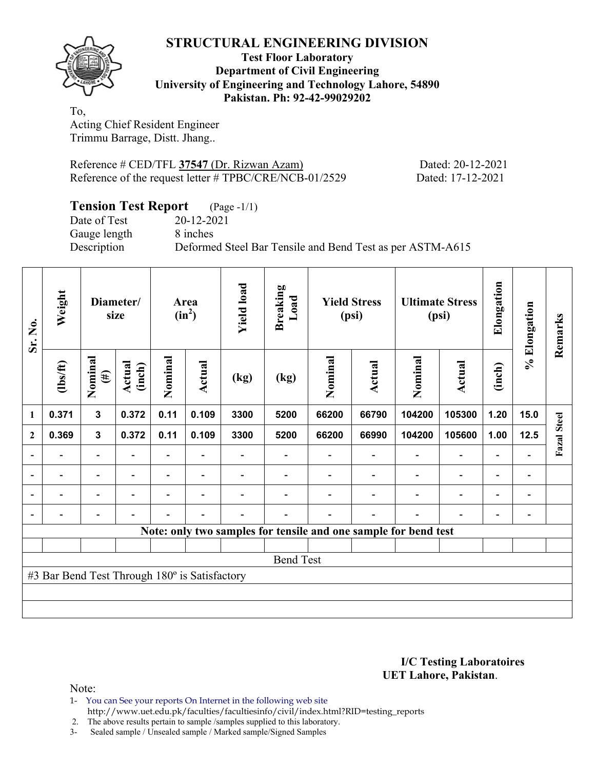# STRUCTURAL ENGINEERING DIVISION

**Test Floor Laboratory**
**Department of Civil Engineering**
**University of Engineering and Technology Lahore, 54890**
**Pakistan. Ph: 92-42-99029202**

To,
Acting Chief Resident Engineer
Trimmu Barrage, Distt. Jhang..

Reference # CED/TFL **37547** (Dr. Rizwan Azam) Dated: 20-12-2021
Reference of the request letter # TPBC/CRE/NCB-01/2529 Dated: 17-12-2021

## Tension Test Report (Page -1/1)

Date of Test 20-12-2021
Gauge length 8 inches
Description Deformed Steel Bar Tensile and Bend Test as per ASTM-A615

| Sr. No. | Weight | Diameter/ size | | Area ($in^2$) | | Yield load | Breaking Load | Yield Stress (psi) | | Ultimate Stress (psi) | | Elongation | % Elongation | Remarks |
|---|---|---|---|---|---|---|---|---|---|---|---|---|---|---|
| | (lbs/ft) | Nominal (#) | Actual (inch) | Nominal | Actual | (kg) | (kg) | Nominal | Actual | Nominal | Actual | (inch) | | |
| 1 | 0.371 | 3 | 0.372 | 0.11 | 0.109 | 3300 | 5200 | 66200 | 66790 | 104200 | 105300 | 1.20 | 15.0 | Fazal Steel |
| 2 | 0.369 | 3 | 0.372 | 0.11 | 0.109 | 3300 | 5200 | 66200 | 66990 | 104200 | 105600 | 1.00 | 12.5 | |
| - | - | - | - | - | - | - | - | - | - | - | - | - | - | |
| - | - | - | - | - | - | - | - | - | - | - | - | - | - | |
| - | - | - | - | - | - | - | - | - | - | - | - | - | - | |
| - | - | - | - | - | - | - | - | - | - | - | - | - | - | |

**Note: only two samples for tensile and one sample for bend test**

Bend Test

#3 Bar Bend Test Through 180º is Satisfactory

**I/C Testing Laboratoires**
**UET Lahore, Pakistan**.

Note:
1- You can See your reports On Internet in the following web site
http://www.uet.edu.pk/faculties/facultiesinfo/civil/index.html?RID=testing_reports
2. The above results pertain to sample /samples supplied to this laboratory.
3- Sealed sample / Unsealed sample / Marked sample/Signed Samples